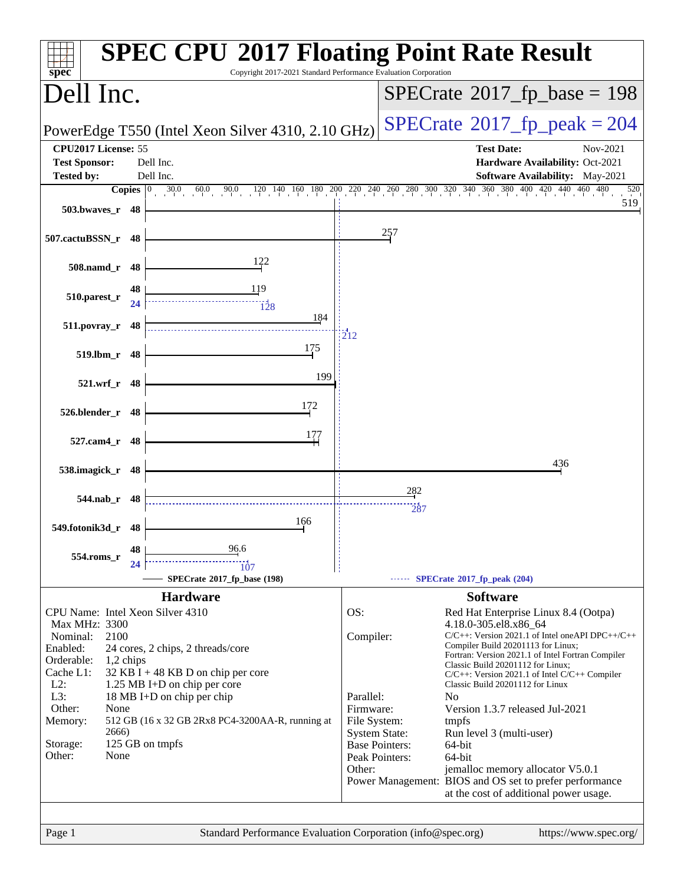# SPEC CPU 2017 Floating Point Rate Result

Copyright 2017-2021 Standard Performance Evaluation Corporation

## Dell Inc.

PowerEdge T550 (Intel Xeon Silver 4310, 2.10 GHz)

SPECrate 2017_fp_base = 198

SPECrate 2017_fp_peak = 204

| | | | |
|---|---|---|---|
| **CPU2017 License:** | 55 | **Test Date:** | Nov-2021 |
| **Test Sponsor:** | Dell Inc. | **Hardware Availability:** | Oct-2021 |
| **Tested by:** | Dell Inc. | **Software Availability:** | May-2021 |

| Benchmark | Copies | Base | Peak Copies | Peak |
|---|---|---|---|---|
| 503.bwaves_r | 48 | 519 | | |
| 507.cactuBSSN_r | 48 | 257 | | |
| 508.namd_r | 48 | 122 | | |
| 510.parest_r | 48 | 119 | 24 | 128 |
| 511.povray_r | 48 | 184 | 48 | 212 |
| 519.lbm_r | 48 | 175 | | |
| 521.wrf_r | 48 | 199 | | |
| 526.blender_r | 48 | 172 | | |
| 527.cam4_r | 48 | 177 | | |
| 538.imagick_r | 48 | 436 | | |
| 544.nab_r | 48 | 282 | 48 | 287 |
| 549.fotonik3d_r | 48 | 166 | | |
| 554.roms_r | 48 | 96.6 | 24 | 107 |

SPECrate 2017_fp_base (198) — SPECrate 2017_fp_peak (204)

## Hardware

| | |
|---|---|
| CPU Name: | Intel Xeon Silver 4310 |
| Max MHz: | 3300 |
| Nominal: | 2100 |
| Enabled: | 24 cores, 2 chips, 2 threads/core |
| Orderable: | 1,2 chips |
| Cache L1: | 32 KB I + 48 KB D on chip per core |
| L2: | 1.25 MB I+D on chip per core |
| L3: | 18 MB I+D on chip per chip |
| Other: | None |
| Memory: | 512 GB (16 x 32 GB 2Rx8 PC4-3200AA-R, running at 2666) |
| Storage: | 125 GB on tmpfs |
| Other: | None |

## Software

| | |
|---|---|
| OS: | Red Hat Enterprise Linux 8.4 (Ootpa) 4.18.0-305.el8.x86_64 |
| Compiler: | C/C++: Version 2021.1 of Intel oneAPI DPC++/C++ Compiler Build 20201113 for Linux; Fortran: Version 2021.1 of Intel Fortran Compiler Classic Build 20201112 for Linux; C/C++: Version 2021.1 of Intel C/C++ Compiler Classic Build 20201112 for Linux |
| Parallel: | No |
| Firmware: | Version 1.3.7 released Jul-2021 |
| File System: | tmpfs |
| System State: | Run level 3 (multi-user) |
| Base Pointers: | 64-bit |
| Peak Pointers: | 64-bit |
| Other: | jemalloc memory allocator V5.0.1 |
| Power Management: | BIOS and OS set to prefer performance at the cost of additional power usage. |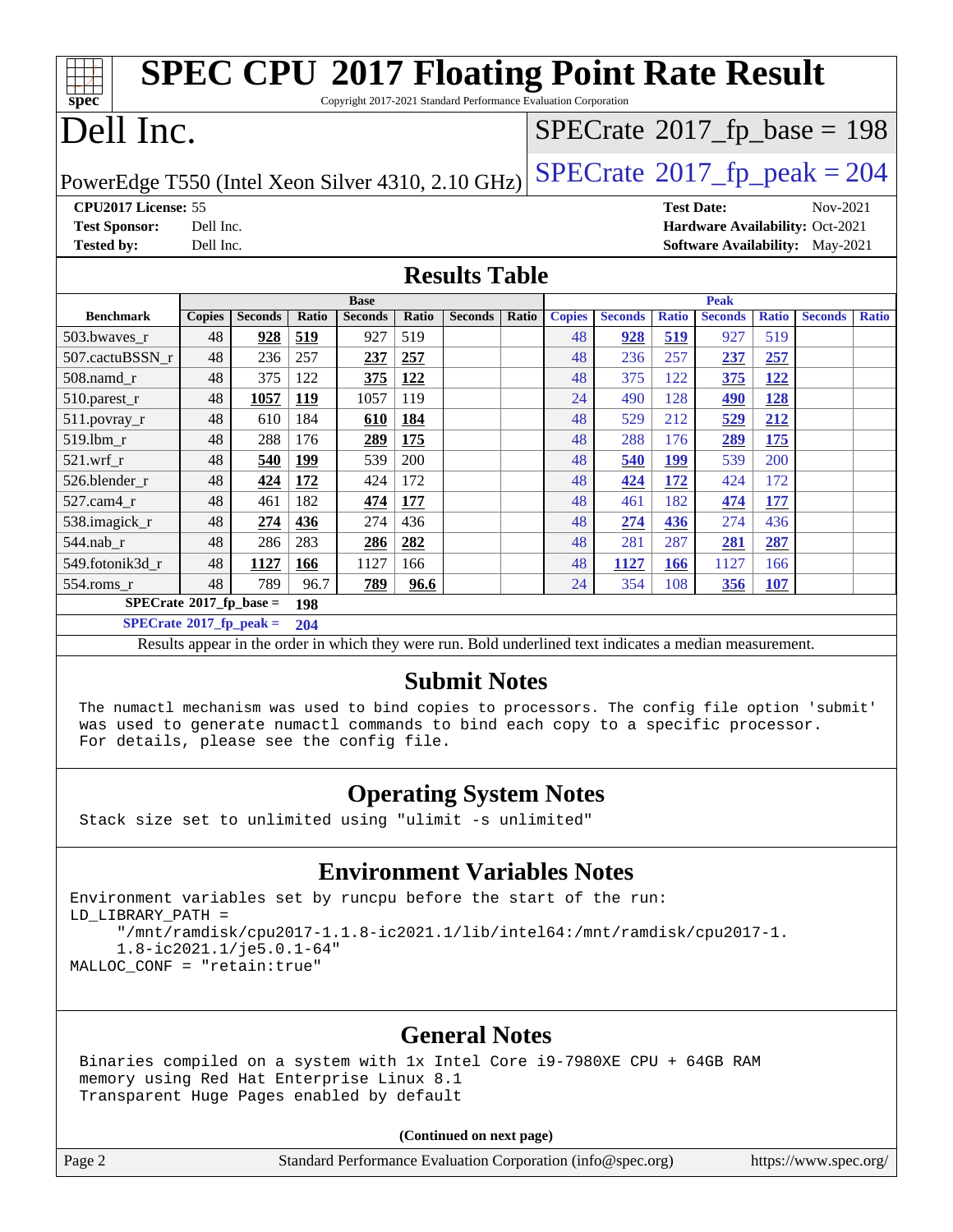# SPEC CPU 2017 Floating Point Rate Result

Copyright 2017-2021 Standard Performance Evaluation Corporation

# Dell Inc.

PowerEdge T550 (Intel Xeon Silver 4310, 2.10 GHz)

SPECrate 2017_fp_base = 198

SPECrate 2017_fp_peak = 204

**CPU2017 License:** 55
**Test Sponsor:** Dell Inc.
**Tested by:** Dell Inc.

**Test Date:** Nov-2021
**Hardware Availability:** Oct-2021
**Software Availability:** May-2021

## Results Table

| Benchmark | Base | | | | | | | Peak | | | | | | |
|---|---|---|---|---|---|---|---|---|---|---|---|---|---|---|
| | Copies | Seconds | Ratio | Seconds | Ratio | Seconds | Ratio | Copies | Seconds | Ratio | Seconds | Ratio | Seconds | Ratio |
| 503.bwaves_r | 48 | **928** | **519** | 927 | 519 | | | 48 | **928** | **519** | 927 | 519 | | |
| 507.cactuBSSN_r | 48 | 236 | 257 | **237** | **257** | | | 48 | 236 | 257 | **237** | **257** | | |
| 508.namd_r | 48 | 375 | 122 | **375** | **122** | | | 48 | 375 | 122 | **375** | **122** | | |
| 510.parest_r | 48 | **1057** | **119** | 1057 | 119 | | | 24 | 490 | 128 | **490** | **128** | | |
| 511.povray_r | 48 | 610 | 184 | **610** | **184** | | | 48 | 529 | 212 | **529** | **212** | | |
| 519.lbm_r | 48 | 288 | 176 | **289** | **175** | | | 48 | 288 | 176 | **289** | **175** | | |
| 521.wrf_r | 48 | **540** | **199** | 539 | 200 | | | 48 | **540** | **199** | 539 | 200 | | |
| 526.blender_r | 48 | **424** | **172** | 424 | 172 | | | 48 | **424** | **172** | 424 | 172 | | |
| 527.cam4_r | 48 | 461 | 182 | **474** | **177** | | | 48 | 461 | 182 | **474** | **177** | | |
| 538.imagick_r | 48 | **274** | **436** | 274 | 436 | | | 48 | **274** | **436** | 274 | 436 | | |
| 544.nab_r | 48 | 286 | 283 | **286** | **282** | | | 48 | 281 | 287 | **281** | **287** | | |
| 549.fotonik3d_r | 48 | **1127** | **166** | 1127 | 166 | | | 48 | **1127** | **166** | 1127 | 166 | | |
| 554.roms_r | 48 | 789 | 96.7 | **789** | **96.6** | | | 24 | 354 | 108 | **356** | **107** | | |

**SPECrate 2017_fp_base = 198**

**SPECrate 2017_fp_peak = 204**

Results appear in the order in which they were run. Bold underlined text indicates a median measurement.

## Submit Notes

```
The numactl mechanism was used to bind copies to processors. The config file option 'submit'
was used to generate numactl commands to bind each copy to a specific processor.
For details, please see the config file.
```

## Operating System Notes

```
Stack size set to unlimited using "ulimit -s unlimited"
```

## Environment Variables Notes

```
Environment variables set by runcpu before the start of the run:
LD_LIBRARY_PATH =
     "/mnt/ramdisk/cpu2017-1.1.8-ic2021.1/lib/intel64:/mnt/ramdisk/cpu2017-1.
     1.8-ic2021.1/je5.0.1-64"
MALLOC_CONF = "retain:true"
```

## General Notes

```
Binaries compiled on a system with 1x Intel Core i9-7980XE CPU + 64GB RAM
memory using Red Hat Enterprise Linux 8.1
Transparent Huge Pages enabled by default
```

**(Continued on next page)**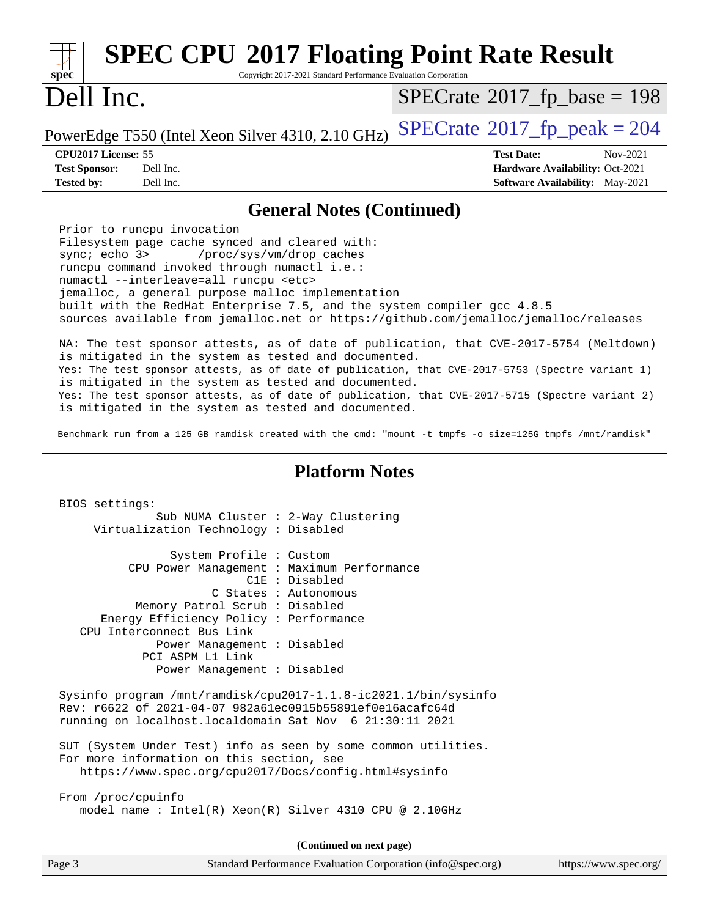# SPEC CPU 2017 Floating Point Rate Result

Copyright 2017-2021 Standard Performance Evaluation Corporation

# Dell Inc.

PowerEdge T550 (Intel Xeon Silver 4310, 2.10 GHz)

SPECrate 2017_fp_base = 198

SPECrate 2017_fp_peak = 204

**CPU2017 License:** 55
**Test Sponsor:** Dell Inc.
**Tested by:** Dell Inc.

**Test Date:** Nov-2021
**Hardware Availability:** Oct-2021
**Software Availability:** May-2021

## General Notes (Continued)

```
Prior to runcpu invocation
Filesystem page cache synced and cleared with:
sync; echo 3>       /proc/sys/vm/drop_caches
runcpu command invoked through numactl i.e.:
numactl --interleave=all runcpu <etc>
jemalloc, a general purpose malloc implementation
built with the RedHat Enterprise 7.5, and the system compiler gcc 4.8.5
sources available from jemalloc.net or https://github.com/jemalloc/jemalloc/releases

NA: The test sponsor attests, as of date of publication, that CVE-2017-5754 (Meltdown)
is mitigated in the system as tested and documented.
Yes: The test sponsor attests, as of date of publication, that CVE-2017-5753 (Spectre variant 1)
is mitigated in the system as tested and documented.
Yes: The test sponsor attests, as of date of publication, that CVE-2017-5715 (Spectre variant 2)
is mitigated in the system as tested and documented.

Benchmark run from a 125 GB ramdisk created with the cmd: "mount -t tmpfs -o size=125G tmpfs /mnt/ramdisk"
```

## Platform Notes

```
BIOS settings:
            Sub NUMA Cluster : 2-Way Clustering
    Virtualization Technology : Disabled

              System Profile : Custom
        CPU Power Management : Maximum Performance
                         C1E : Disabled
                    C States : Autonomous
         Memory Patrol Scrub : Disabled
     Energy Efficiency Policy : Performance
   CPU Interconnect Bus Link
            Power Management : Disabled
          PCI ASPM L1 Link
            Power Management : Disabled

Sysinfo program /mnt/ramdisk/cpu2017-1.1.8-ic2021.1/bin/sysinfo
Rev: r6622 of 2021-04-07 982a61ec0915b55891ef0e16acafc64d
running on localhost.localdomain Sat Nov  6 21:30:11 2021

SUT (System Under Test) info as seen by some common utilities.
For more information on this section, see
   https://www.spec.org/cpu2017/Docs/config.html#sysinfo

From /proc/cpuinfo
   model name : Intel(R) Xeon(R) Silver 4310 CPU @ 2.10GHz
```

**(Continued on next page)**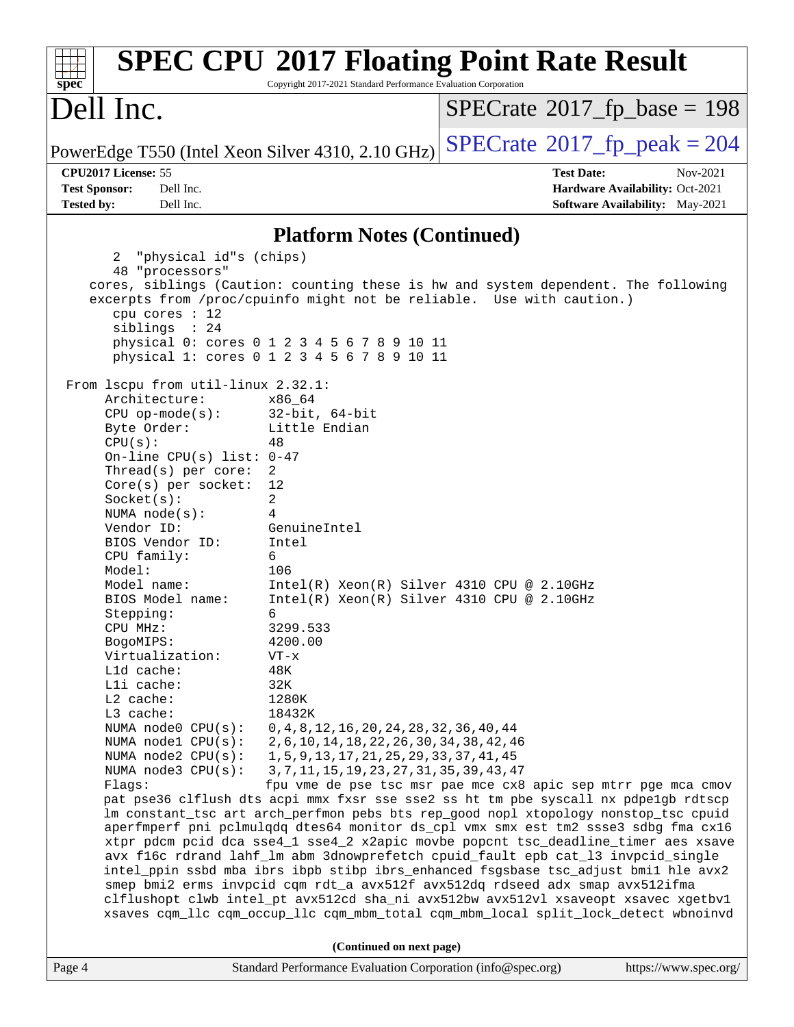# SPEC CPU 2017 Floating Point Rate Result

Copyright 2017-2021 Standard Performance Evaluation Corporation

## Dell Inc.

PowerEdge T550 (Intel Xeon Silver 4310, 2.10 GHz)

SPECrate 2017_fp_base = 198

SPECrate 2017_fp_peak = 204

**CPU2017 License:** 55
**Test Sponsor:** Dell Inc.
**Tested by:** Dell Inc.

**Test Date:** Nov-2021
**Hardware Availability:** Oct-2021
**Software Availability:** May-2021

### Platform Notes (Continued)

```
      2  "physical id"s (chips)
      48 "processors"
   cores, siblings (Caution: counting these is hw and system dependent. The following
   excerpts from /proc/cpuinfo might not be reliable.  Use with caution.)
      cpu cores : 12
      siblings  : 24
      physical 0: cores 0 1 2 3 4 5 6 7 8 9 10 11
      physical 1: cores 0 1 2 3 4 5 6 7 8 9 10 11

 From lscpu from util-linux 2.32.1:
      Architecture:        x86_64
      CPU op-mode(s):      32-bit, 64-bit
      Byte Order:          Little Endian
      CPU(s):              48
      On-line CPU(s) list: 0-47
      Thread(s) per core:  2
      Core(s) per socket:  12
      Socket(s):           2
      NUMA node(s):        4
      Vendor ID:           GenuineIntel
      BIOS Vendor ID:      Intel
      CPU family:          6
      Model:               106
      Model name:          Intel(R) Xeon(R) Silver 4310 CPU @ 2.10GHz
      BIOS Model name:     Intel(R) Xeon(R) Silver 4310 CPU @ 2.10GHz
      Stepping:            6
      CPU MHz:             3299.533
      BogoMIPS:            4200.00
      Virtualization:      VT-x
      L1d cache:           48K
      L1i cache:           32K
      L2 cache:            1280K
      L3 cache:            18432K
      NUMA node0 CPU(s):   0,4,8,12,16,20,24,28,32,36,40,44
      NUMA node1 CPU(s):   2,6,10,14,18,22,26,30,34,38,42,46
      NUMA node2 CPU(s):   1,5,9,13,17,21,25,29,33,37,41,45
      NUMA node3 CPU(s):   3,7,11,15,19,23,27,31,35,39,43,47
      Flags:               fpu vme de pse tsc msr pae mce cx8 apic sep mtrr pge mca cmov
      pat pse36 clflush dts acpi mmx fxsr sse sse2 ss ht tm pbe syscall nx pdpe1gb rdtscp
      lm constant_tsc art arch_perfmon pebs bts rep_good nopl xtopology nonstop_tsc cpuid
      aperfmperf pni pclmulqdq dtes64 monitor ds_cpl vmx smx est tm2 ssse3 sdbg fma cx16
      xtpr pdcm pcid dca sse4_1 sse4_2 x2apic movbe popcnt tsc_deadline_timer aes xsave
      avx f16c rdrand lahf_lm abm 3dnowprefetch cpuid_fault epb cat_l3 invpcid_single
      intel_ppin ssbd mba ibrs ibpb stibp ibrs_enhanced fsgsbase tsc_adjust bmi1 hle avx2
      smep bmi2 erms invpcid cqm rdt_a avx512f avx512dq rdseed adx smap avx512ifma
      clflushopt clwb intel_pt avx512cd sha_ni avx512bw avx512vl xsaveopt xsavec xgetbv1
      xsaves cqm_llc cqm_occup_llc cqm_mbm_total cqm_mbm_local split_lock_detect wbnoinvd
```

(Continued on next page)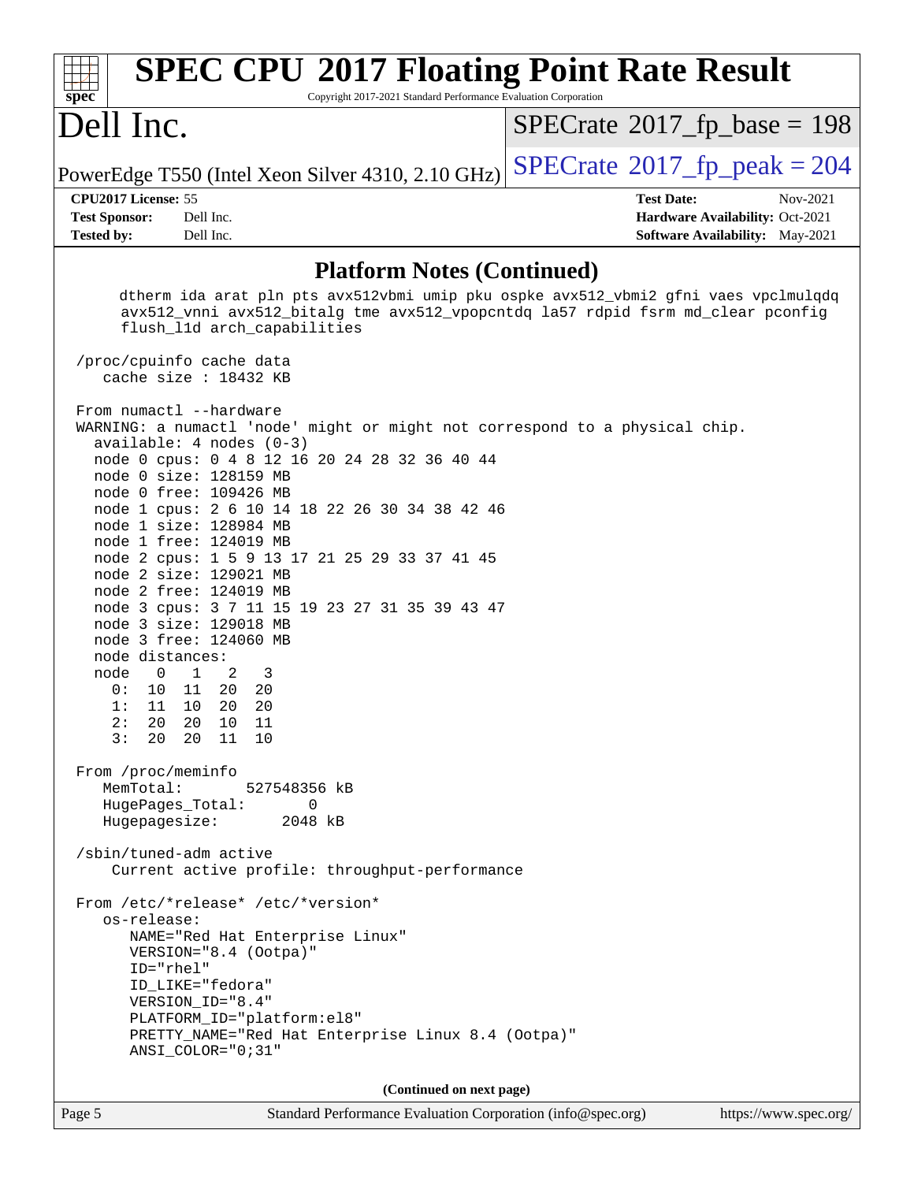# SPEC CPU 2017 Floating Point Rate Result

Copyright 2017-2021 Standard Performance Evaluation Corporation

## Dell Inc.

PowerEdge T550 (Intel Xeon Silver 4310, 2.10 GHz)

SPECrate 2017_fp_base = 198

SPECrate 2017_fp_peak = 204

**CPU2017 License:** 55
**Test Sponsor:** Dell Inc.
**Tested by:** Dell Inc.

**Test Date:** Nov-2021
**Hardware Availability:** Oct-2021
**Software Availability:** May-2021

### Platform Notes (Continued)

```
     dtherm ida arat pln pts avx512vbmi umip pku ospke avx512_vbmi2 gfni vaes vpclmulqdq
     avx512_vnni avx512_bitalg tme avx512_vpopcntdq la57 rdpid fsrm md_clear pconfig
     flush_l1d arch_capabilities

 /proc/cpuinfo cache data
    cache size : 18432 KB

 From numactl --hardware
 WARNING: a numactl 'node' might or might not correspond to a physical chip.
   available: 4 nodes (0-3)
   node 0 cpus: 0 4 8 12 16 20 24 28 32 36 40 44
   node 0 size: 128159 MB
   node 0 free: 109426 MB
   node 1 cpus: 2 6 10 14 18 22 26 30 34 38 42 46
   node 1 size: 128984 MB
   node 1 free: 124019 MB
   node 2 cpus: 1 5 9 13 17 21 25 29 33 37 41 45
   node 2 size: 129021 MB
   node 2 free: 124019 MB
   node 3 cpus: 3 7 11 15 19 23 27 31 35 39 43 47
   node 3 size: 129018 MB
   node 3 free: 124060 MB
   node distances:
   node   0   1   2   3
     0:  10  11  20  20
     1:  11  10  20  20
     2:  20  20  10  11
     3:  20  20  11  10

 From /proc/meminfo
    MemTotal:       527548356 kB
    HugePages_Total:       0
    Hugepagesize:       2048 kB

 /sbin/tuned-adm active
     Current active profile: throughput-performance

 From /etc/*release* /etc/*version*
    os-release:
       NAME="Red Hat Enterprise Linux"
       VERSION="8.4 (Ootpa)"
       ID="rhel"
       ID_LIKE="fedora"
       VERSION_ID="8.4"
       PLATFORM_ID="platform:el8"
       PRETTY_NAME="Red Hat Enterprise Linux 8.4 (Ootpa)"
       ANSI_COLOR="0;31"
```

(Continued on next page)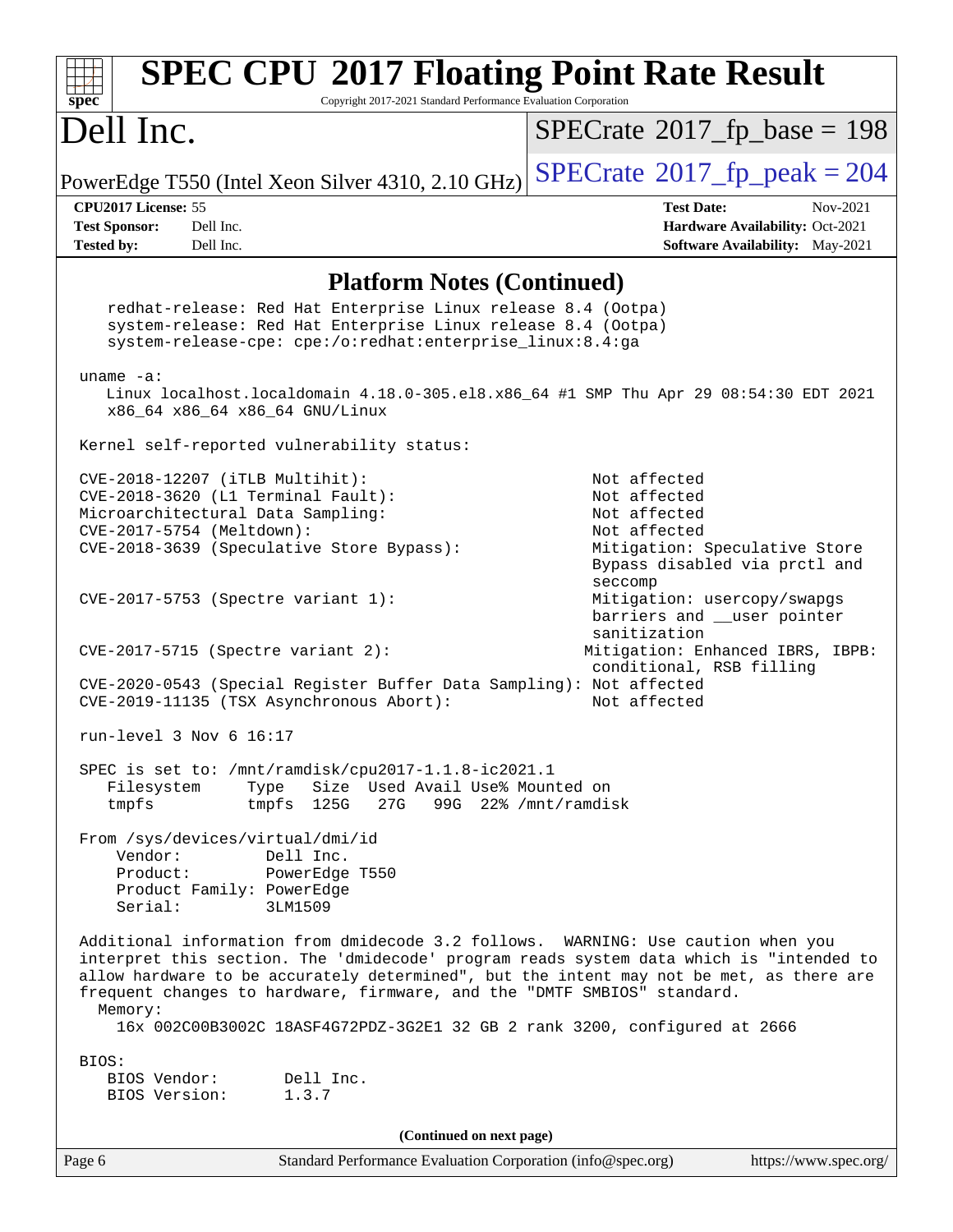# SPEC CPU 2017 Floating Point Rate Result

Copyright 2017-2021 Standard Performance Evaluation Corporation

## Dell Inc.

PowerEdge T550 (Intel Xeon Silver 4310, 2.10 GHz)

SPECrate 2017_fp_base = 198

SPECrate 2017_fp_peak = 204

| | | | |
|---|---|---|---|
| **CPU2017 License:** | 55 | **Test Date:** | Nov-2021 |
| **Test Sponsor:** | Dell Inc. | **Hardware Availability:** | Oct-2021 |
| **Tested by:** | Dell Inc. | **Software Availability:** | May-2021 |

### Platform Notes (Continued)

```
    redhat-release: Red Hat Enterprise Linux release 8.4 (Ootpa)
    system-release: Red Hat Enterprise Linux release 8.4 (Ootpa)
    system-release-cpe: cpe:/o:redhat:enterprise_linux:8.4:ga

 uname -a:
    Linux localhost.localdomain 4.18.0-305.el8.x86_64 #1 SMP Thu Apr 29 08:54:30 EDT 2021
    x86_64 x86_64 x86_64 GNU/Linux

 Kernel self-reported vulnerability status:

 CVE-2018-12207 (iTLB Multihit):                          Not affected
 CVE-2018-3620 (L1 Terminal Fault):                       Not affected
 Microarchitectural Data Sampling:                        Not affected
 CVE-2017-5754 (Meltdown):                                Not affected
 CVE-2018-3639 (Speculative Store Bypass):                Mitigation: Speculative Store
                                                          Bypass disabled via prctl and
                                                          seccomp
 CVE-2017-5753 (Spectre variant 1):                       Mitigation: usercopy/swapgs
                                                          barriers and __user pointer
                                                          sanitization
 CVE-2017-5715 (Spectre variant 2):                      Mitigation: Enhanced IBRS, IBPB:
                                                          conditional, RSB filling
 CVE-2020-0543 (Special Register Buffer Data Sampling): Not affected
 CVE-2019-11135 (TSX Asynchronous Abort):                 Not affected

 run-level 3 Nov 6 16:17

 SPEC is set to: /mnt/ramdisk/cpu2017-1.1.8-ic2021.1
    Filesystem     Type   Size  Used Avail Use% Mounted on
    tmpfs          tmpfs  125G   27G   99G  22% /mnt/ramdisk

 From /sys/devices/virtual/dmi/id
     Vendor:         Dell Inc.
     Product:        PowerEdge T550
     Product Family: PowerEdge
     Serial:         3LM1509

 Additional information from dmidecode 3.2 follows.  WARNING: Use caution when you
 interpret this section. The 'dmidecode' program reads system data which is "intended to
 allow hardware to be accurately determined", but the intent may not be met, as there are
 frequent changes to hardware, firmware, and the "DMTF SMBIOS" standard.
   Memory:
     16x 002C00B3002C 18ASF4G72PDZ-3G2E1 32 GB 2 rank 3200, configured at 2666

BIOS:
   BIOS Vendor:       Dell Inc.
   BIOS Version:      1.3.7
```

(Continued on next page)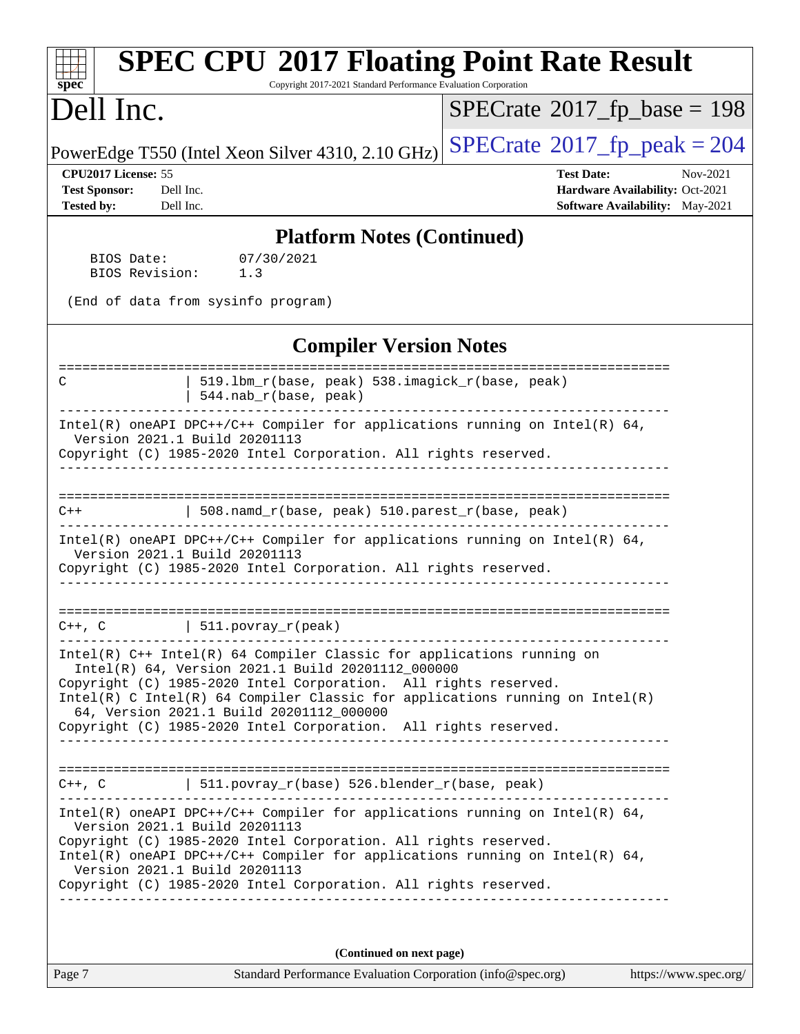## Platform Notes (Continued)

```
BIOS Date:        07/30/2021
BIOS Revision:    1.3

(End of data from sysinfo program)
```

## Compiler Version Notes

```
==============================================================================
C              | 519.lbm_r(base, peak) 538.imagick_r(base, peak)
               | 544.nab_r(base, peak)
------------------------------------------------------------------------------
Intel(R) oneAPI DPC++/C++ Compiler for applications running on Intel(R) 64,
  Version 2021.1 Build 20201113
Copyright (C) 1985-2020 Intel Corporation. All rights reserved.
------------------------------------------------------------------------------

==============================================================================
C++            | 508.namd_r(base, peak) 510.parest_r(base, peak)
------------------------------------------------------------------------------
Intel(R) oneAPI DPC++/C++ Compiler for applications running on Intel(R) 64,
  Version 2021.1 Build 20201113
Copyright (C) 1985-2020 Intel Corporation. All rights reserved.
------------------------------------------------------------------------------

==============================================================================
C++, C         | 511.povray_r(peak)
------------------------------------------------------------------------------
Intel(R) C++ Intel(R) 64 Compiler Classic for applications running on
  Intel(R) 64, Version 2021.1 Build 20201112_000000
Copyright (C) 1985-2020 Intel Corporation.  All rights reserved.
Intel(R) C Intel(R) 64 Compiler Classic for applications running on Intel(R)
  64, Version 2021.1 Build 20201112_000000
Copyright (C) 1985-2020 Intel Corporation.  All rights reserved.
------------------------------------------------------------------------------

==============================================================================
C++, C         | 511.povray_r(base) 526.blender_r(base, peak)
------------------------------------------------------------------------------
Intel(R) oneAPI DPC++/C++ Compiler for applications running on Intel(R) 64,
  Version 2021.1 Build 20201113
Copyright (C) 1985-2020 Intel Corporation. All rights reserved.
Intel(R) oneAPI DPC++/C++ Compiler for applications running on Intel(R) 64,
  Version 2021.1 Build 20201113
Copyright (C) 1985-2020 Intel Corporation. All rights reserved.
------------------------------------------------------------------------------
```

**(Continued on next page)**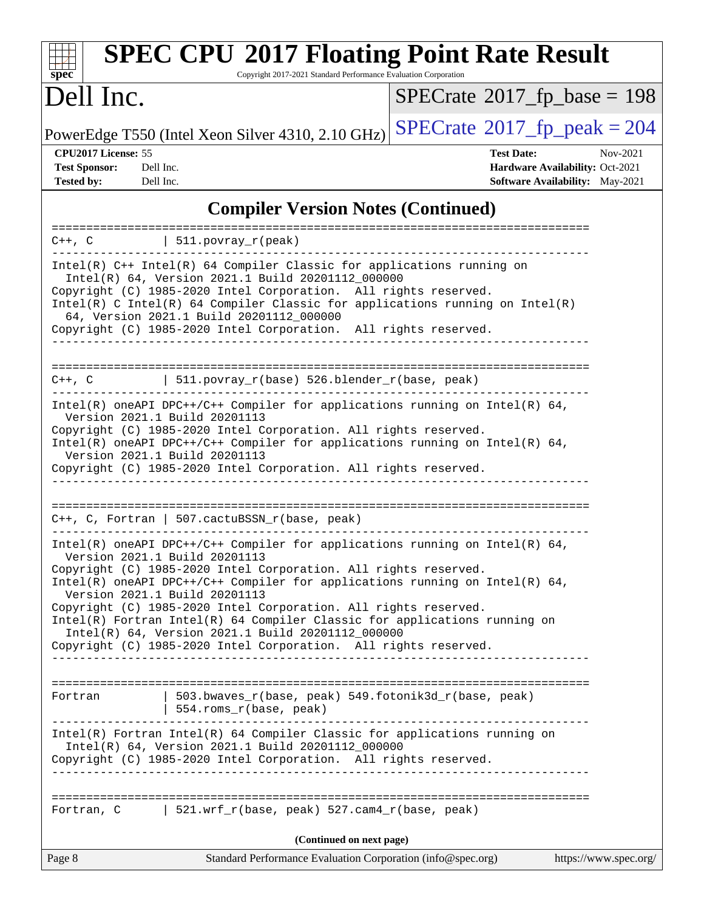# SPEC CPU 2017 Floating Point Rate Result

Copyright 2017-2021 Standard Performance Evaluation Corporation

# Dell Inc.

PowerEdge T550 (Intel Xeon Silver 4310, 2.10 GHz)

SPECrate 2017_fp_base = 198

SPECrate 2017_fp_peak = 204

**CPU2017 License:** 55
**Test Sponsor:** Dell Inc.
**Tested by:** Dell Inc.

**Test Date:** Nov-2021
**Hardware Availability:** Oct-2021
**Software Availability:** May-2021

## Compiler Version Notes (Continued)

```
==============================================================================
C++, C          | 511.povray_r(peak)
------------------------------------------------------------------------------
Intel(R) C++ Intel(R) 64 Compiler Classic for applications running on
  Intel(R) 64, Version 2021.1 Build 20201112_000000
Copyright (C) 1985-2020 Intel Corporation.  All rights reserved.
Intel(R) C Intel(R) 64 Compiler Classic for applications running on Intel(R)
  64, Version 2021.1 Build 20201112_000000
Copyright (C) 1985-2020 Intel Corporation.  All rights reserved.
------------------------------------------------------------------------------

==============================================================================
C++, C          | 511.povray_r(base) 526.blender_r(base, peak)
------------------------------------------------------------------------------
Intel(R) oneAPI DPC++/C++ Compiler for applications running on Intel(R) 64,
  Version 2021.1 Build 20201113
Copyright (C) 1985-2020 Intel Corporation. All rights reserved.
Intel(R) oneAPI DPC++/C++ Compiler for applications running on Intel(R) 64,
  Version 2021.1 Build 20201113
Copyright (C) 1985-2020 Intel Corporation. All rights reserved.
------------------------------------------------------------------------------

==============================================================================
C++, C, Fortran | 507.cactuBSSN_r(base, peak)
------------------------------------------------------------------------------
Intel(R) oneAPI DPC++/C++ Compiler for applications running on Intel(R) 64,
  Version 2021.1 Build 20201113
Copyright (C) 1985-2020 Intel Corporation. All rights reserved.
Intel(R) oneAPI DPC++/C++ Compiler for applications running on Intel(R) 64,
  Version 2021.1 Build 20201113
Copyright (C) 1985-2020 Intel Corporation. All rights reserved.
Intel(R) Fortran Intel(R) 64 Compiler Classic for applications running on
  Intel(R) 64, Version 2021.1 Build 20201112_000000
Copyright (C) 1985-2020 Intel Corporation.  All rights reserved.
------------------------------------------------------------------------------

==============================================================================
Fortran         | 503.bwaves_r(base, peak) 549.fotonik3d_r(base, peak)
                | 554.roms_r(base, peak)
------------------------------------------------------------------------------
Intel(R) Fortran Intel(R) 64 Compiler Classic for applications running on
  Intel(R) 64, Version 2021.1 Build 20201112_000000
Copyright (C) 1985-2020 Intel Corporation.  All rights reserved.
------------------------------------------------------------------------------

==============================================================================
Fortran, C      | 521.wrf_r(base, peak) 527.cam4_r(base, peak)
```

(Continued on next page)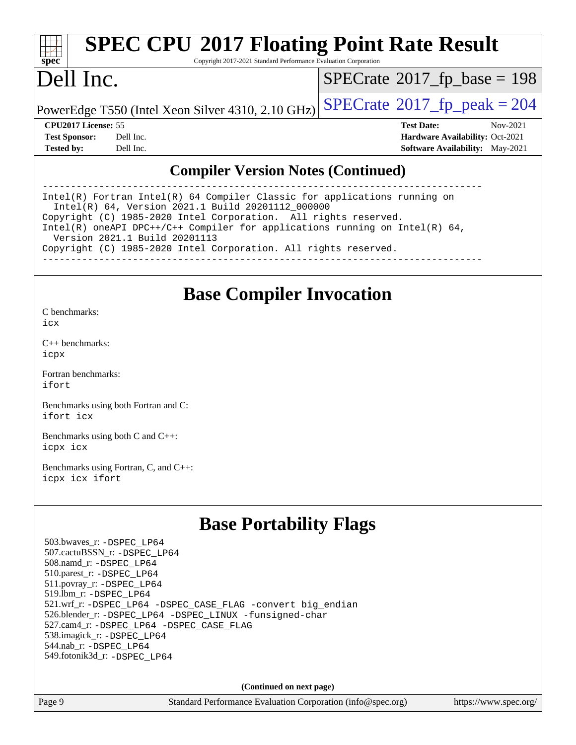## Compiler Version Notes (Continued)

```
==============================================================================
Intel(R) Fortran Intel(R) 64 Compiler Classic for applications running on
  Intel(R) 64, Version 2021.1 Build 20201112_000000
Copyright (C) 1985-2020 Intel Corporation.  All rights reserved.
Intel(R) oneAPI DPC++/C++ Compiler for applications running on Intel(R) 64,
  Version 2021.1 Build 20201113
Copyright (C) 1985-2020 Intel Corporation. All rights reserved.
==============================================================================
```

## Base Compiler Invocation

C benchmarks:
icx

C++ benchmarks:
icpx

Fortran benchmarks:
ifort

Benchmarks using both Fortran and C:
ifort icx

Benchmarks using both C and C++:
icpx icx

Benchmarks using Fortran, C, and C++:
icpx icx ifort

## Base Portability Flags

503.bwaves_r: -DSPEC_LP64
507.cactuBSSN_r: -DSPEC_LP64
508.namd_r: -DSPEC_LP64
510.parest_r: -DSPEC_LP64
511.povray_r: -DSPEC_LP64
519.lbm_r: -DSPEC_LP64
521.wrf_r: -DSPEC_LP64 -DSPEC_CASE_FLAG -convert big_endian
526.blender_r: -DSPEC_LP64 -DSPEC_LINUX -funsigned-char
527.cam4_r: -DSPEC_LP64 -DSPEC_CASE_FLAG
538.imagick_r: -DSPEC_LP64
544.nab_r: -DSPEC_LP64
549.fotonik3d_r: -DSPEC_LP64

(Continued on next page)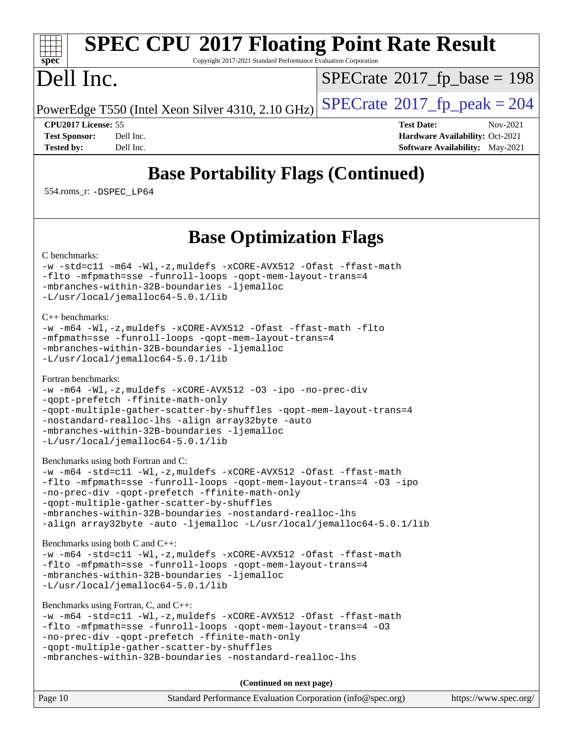# Base Portability Flags (Continued)

554.roms_r: -DSPEC_LP64

# Base Optimization Flags

C benchmarks:

```
-w -std=c11 -m64 -Wl,-z,muldefs -xCORE-AVX512 -Ofast -ffast-math
-flto -mfpmath=sse -funroll-loops -qopt-mem-layout-trans=4
-mbranches-within-32B-boundaries -ljemalloc
-L/usr/local/jemalloc64-5.0.1/lib
```

C++ benchmarks:

```
-w -m64 -Wl,-z,muldefs -xCORE-AVX512 -Ofast -ffast-math -flto
-mfpmath=sse -funroll-loops -qopt-mem-layout-trans=4
-mbranches-within-32B-boundaries -ljemalloc
-L/usr/local/jemalloc64-5.0.1/lib
```

Fortran benchmarks:

```
-w -m64 -Wl,-z,muldefs -xCORE-AVX512 -O3 -ipo -no-prec-div
-qopt-prefetch -ffinite-math-only
-qopt-multiple-gather-scatter-by-shuffles -qopt-mem-layout-trans=4
-nostandard-realloc-lhs -align array32byte -auto
-mbranches-within-32B-boundaries -ljemalloc
-L/usr/local/jemalloc64-5.0.1/lib
```

Benchmarks using both Fortran and C:

```
-w -m64 -std=c11 -Wl,-z,muldefs -xCORE-AVX512 -Ofast -ffast-math
-flto -mfpmath=sse -funroll-loops -qopt-mem-layout-trans=4 -O3 -ipo
-no-prec-div -qopt-prefetch -ffinite-math-only
-qopt-multiple-gather-scatter-by-shuffles
-mbranches-within-32B-boundaries -nostandard-realloc-lhs
-align array32byte -auto -ljemalloc -L/usr/local/jemalloc64-5.0.1/lib
```

Benchmarks using both C and C++:

```
-w -m64 -std=c11 -Wl,-z,muldefs -xCORE-AVX512 -Ofast -ffast-math
-flto -mfpmath=sse -funroll-loops -qopt-mem-layout-trans=4
-mbranches-within-32B-boundaries -ljemalloc
-L/usr/local/jemalloc64-5.0.1/lib
```

Benchmarks using Fortran, C, and C++:

```
-w -m64 -std=c11 -Wl,-z,muldefs -xCORE-AVX512 -Ofast -ffast-math
-flto -mfpmath=sse -funroll-loops -qopt-mem-layout-trans=4 -O3
-no-prec-div -qopt-prefetch -ffinite-math-only
-qopt-multiple-gather-scatter-by-shuffles
-mbranches-within-32B-boundaries -nostandard-realloc-lhs
```

**(Continued on next page)**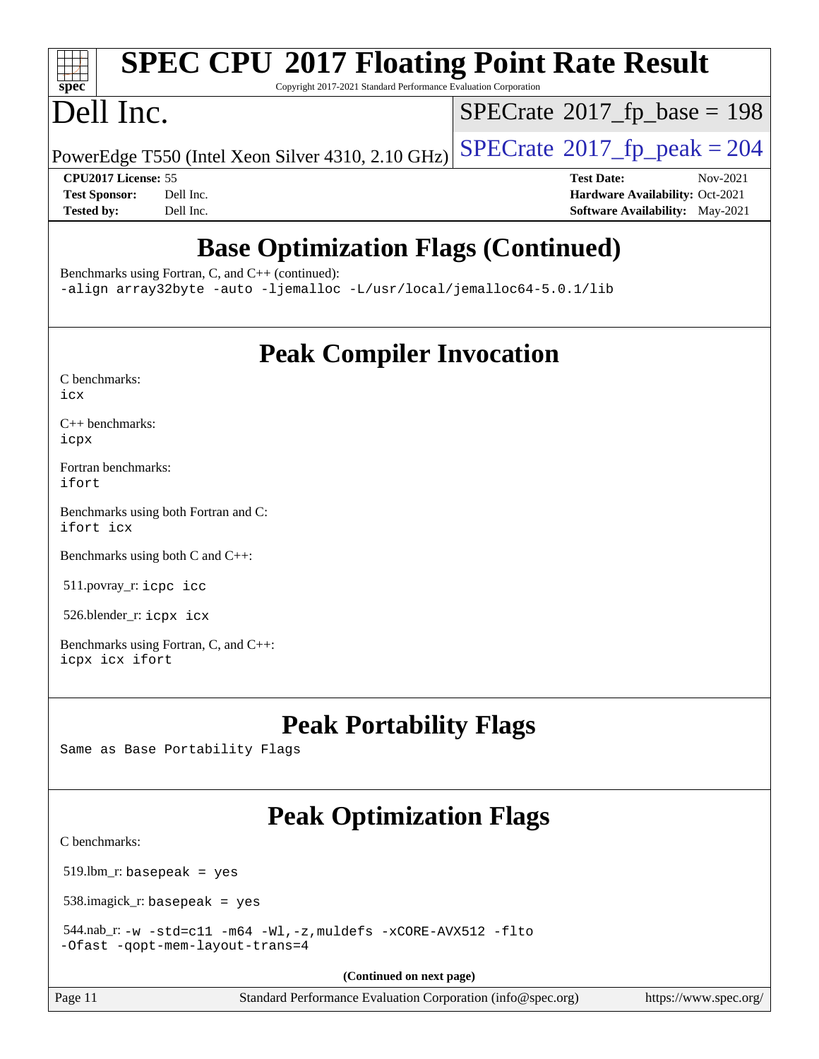# SPEC CPU 2017 Floating Point Rate Result

Copyright 2017-2021 Standard Performance Evaluation Corporation

# Dell Inc.

PowerEdge T550 (Intel Xeon Silver 4310, 2.10 GHz)

SPECrate 2017_fp_base = 198

SPECrate 2017_fp_peak = 204

**CPU2017 License:** 55
**Test Sponsor:** Dell Inc.
**Tested by:** Dell Inc.

**Test Date:** Nov-2021
**Hardware Availability:** Oct-2021
**Software Availability:** May-2021

## Base Optimization Flags (Continued)

Benchmarks using Fortran, C, and C++ (continued):
`-align array32byte -auto -ljemalloc -L/usr/local/jemalloc64-5.0.1/lib`

## Peak Compiler Invocation

C benchmarks:
`icx`

C++ benchmarks:
`icpx`

Fortran benchmarks:
`ifort`

Benchmarks using both Fortran and C:
`ifort icx`

Benchmarks using both C and C++:

511.povray_r: `icpc icc`

526.blender_r: `icpx icx`

Benchmarks using Fortran, C, and C++:
`icpx icx ifort`

## Peak Portability Flags

Same as Base Portability Flags

## Peak Optimization Flags

C benchmarks:

519.lbm_r: `basepeak = yes`

538.imagick_r: `basepeak = yes`

544.nab_r: `-w -std=c11 -m64 -Wl,-z,muldefs -xCORE-AVX512 -flto -Ofast -qopt-mem-layout-trans=4`

**(Continued on next page)**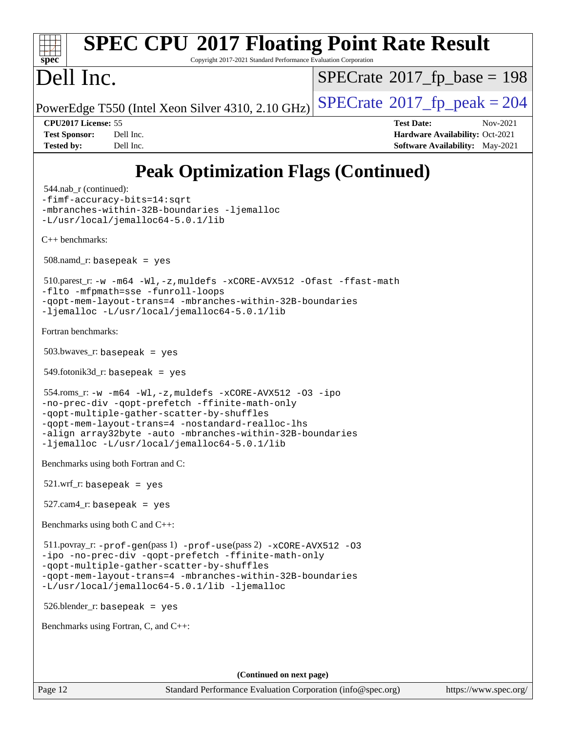# Peak Optimization Flags (Continued)

544.nab_r (continued):
```
-fimf-accuracy-bits=14:sqrt
-mbranches-within-32B-boundaries -ljemalloc
-L/usr/local/jemalloc64-5.0.1/lib
```

C++ benchmarks:

508.namd_r: `basepeak = yes`

510.parest_r:
```
-w -m64 -Wl,-z,muldefs -xCORE-AVX512 -Ofast -ffast-math
-flto -mfpmath=sse -funroll-loops
-qopt-mem-layout-trans=4 -mbranches-within-32B-boundaries
-ljemalloc -L/usr/local/jemalloc64-5.0.1/lib
```

Fortran benchmarks:

503.bwaves_r: `basepeak = yes`

549.fotonik3d_r: `basepeak = yes`

554.roms_r:
```
-w -m64 -Wl,-z,muldefs -xCORE-AVX512 -O3 -ipo
-no-prec-div -qopt-prefetch -ffinite-math-only
-qopt-multiple-gather-scatter-by-shuffles
-qopt-mem-layout-trans=4 -nostandard-realloc-lhs
-align array32byte -auto -mbranches-within-32B-boundaries
-ljemalloc -L/usr/local/jemalloc64-5.0.1/lib
```

Benchmarks using both Fortran and C:

521.wrf_r: `basepeak = yes`

527.cam4_r: `basepeak = yes`

Benchmarks using both C and C++:

511.povray_r: `-prof-gen`(pass 1) `-prof-use`(pass 2)
```
-xCORE-AVX512 -O3
-ipo -no-prec-div -qopt-prefetch -ffinite-math-only
-qopt-multiple-gather-scatter-by-shuffles
-qopt-mem-layout-trans=4 -mbranches-within-32B-boundaries
-L/usr/local/jemalloc64-5.0.1/lib -ljemalloc
```

526.blender_r: `basepeak = yes`

Benchmarks using Fortran, C, and C++:

**(Continued on next page)**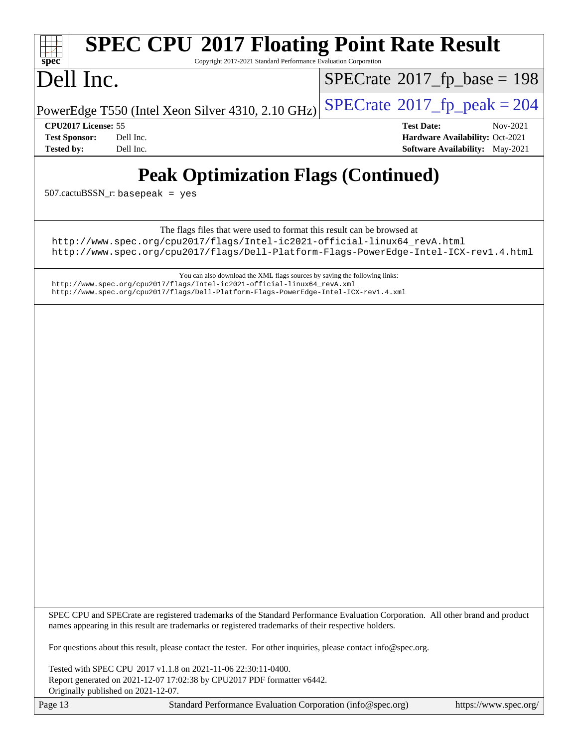## Peak Optimization Flags (Continued)

507.cactuBSSN_r: `basepeak = yes`

The flags files that were used to format this result can be browsed at

http://www.spec.org/cpu2017/flags/Intel-ic2021-official-linux64_revA.html
http://www.spec.org/cpu2017/flags/Dell-Platform-Flags-PowerEdge-Intel-ICX-rev1.4.html

You can also download the XML flags sources by saving the following links:

http://www.spec.org/cpu2017/flags/Intel-ic2021-official-linux64_revA.xml
http://www.spec.org/cpu2017/flags/Dell-Platform-Flags-PowerEdge-Intel-ICX-rev1.4.xml

SPEC CPU and SPECrate are registered trademarks of the Standard Performance Evaluation Corporation. All other brand and product names appearing in this result are trademarks or registered trademarks of their respective holders.

For questions about this result, please contact the tester. For other inquiries, please contact info@spec.org.

Tested with SPEC CPU 2017 v1.1.8 on 2021-11-06 22:30:11-0400.
Report generated on 2021-12-07 17:02:38 by CPU2017 PDF formatter v6442.
Originally published on 2021-12-07.